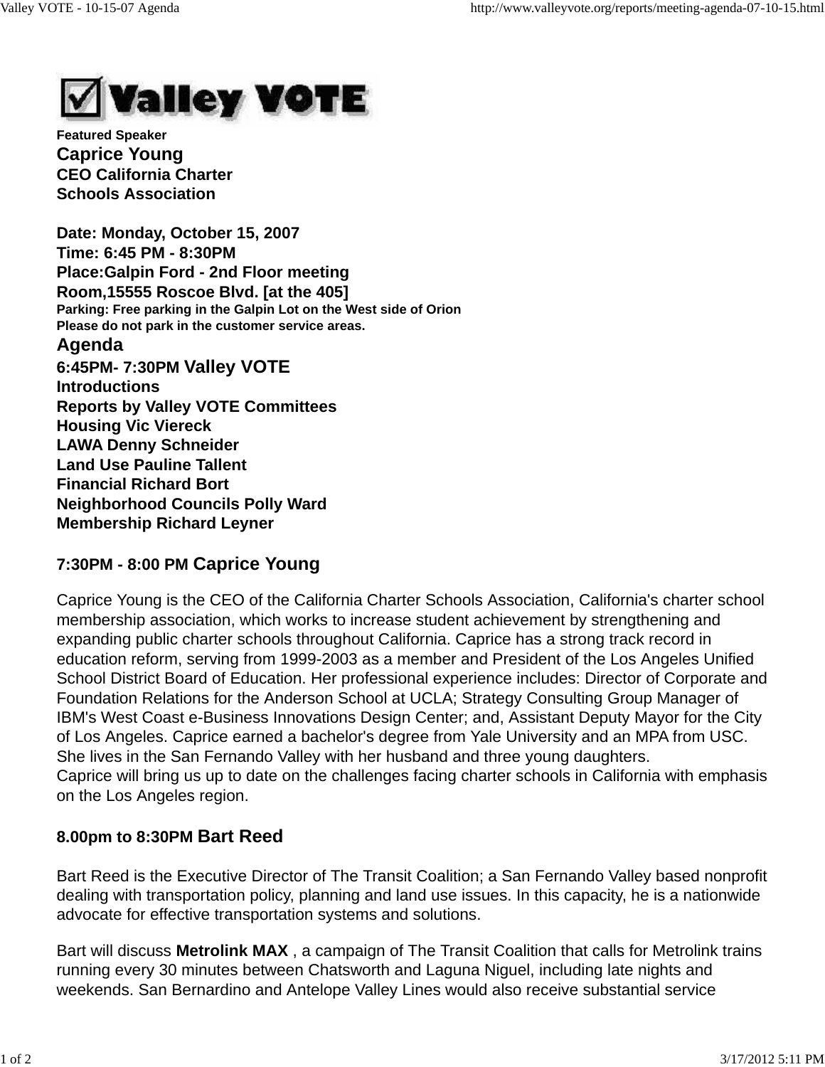# Valley VOTE

**Featured Speaker**

**Caprice Young**
**CEO California Charter Schools Association**

**Date: Monday, October 15, 2007**
**Time: 6:45 PM - 8:30PM**
**Place:Galpin Ford - 2nd Floor meeting Room,15555 Roscoe Blvd. [at the 405]**
**Parking: Free parking in the Galpin Lot on the West side of Orion**
**Please do not park in the customer service areas.**

## Agenda

**6:45PM- 7:30PM Valley VOTE**
**Introductions**
**Reports by Valley VOTE Committees**
**Housing Vic Viereck**
**LAWA Denny Schneider**
**Land Use Pauline Tallent**
**Financial Richard Bort**
**Neighborhood Councils Polly Ward**
**Membership Richard Leyner**

**7:30PM - 8:00 PM Caprice Young**

Caprice Young is the CEO of the California Charter Schools Association, California's charter school membership association, which works to increase student achievement by strengthening and expanding public charter schools throughout California. Caprice has a strong track record in education reform, serving from 1999-2003 as a member and President of the Los Angeles Unified School District Board of Education. Her professional experience includes: Director of Corporate and Foundation Relations for the Anderson School at UCLA; Strategy Consulting Group Manager of IBM's West Coast e-Business Innovations Design Center; and, Assistant Deputy Mayor for the City of Los Angeles. Caprice earned a bachelor's degree from Yale University and an MPA from USC. She lives in the San Fernando Valley with her husband and three young daughters.
Caprice will bring us up to date on the challenges facing charter schools in California with emphasis on the Los Angeles region.

**8.00pm to 8:30PM Bart Reed**

Bart Reed is the Executive Director of The Transit Coalition; a San Fernando Valley based nonprofit dealing with transportation policy, planning and land use issues. In this capacity, he is a nationwide advocate for effective transportation systems and solutions.

Bart will discuss **Metrolink MAX** , a campaign of The Transit Coalition that calls for Metrolink trains running every 30 minutes between Chatsworth and Laguna Niguel, including late nights and weekends. San Bernardino and Antelope Valley Lines would also receive substantial service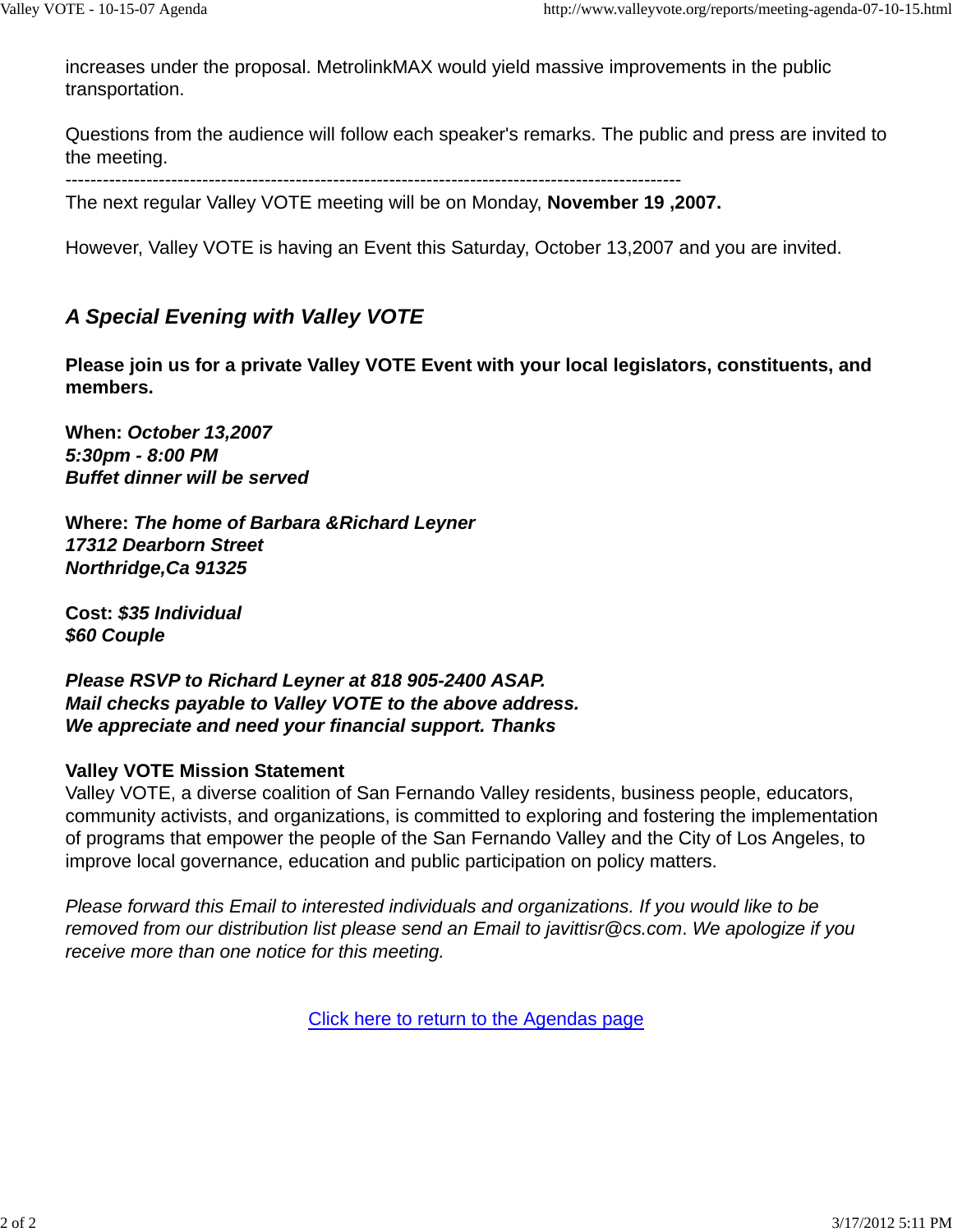increases under the proposal. MetrolinkMAX would yield massive improvements in the public transportation.

Questions from the audience will follow each speaker's remarks. The public and press are invited to the meeting.

---------------------------------------------------------------------------------------------------

The next regular Valley VOTE meeting will be on Monday, **November 19 ,2007.**

However, Valley VOTE is having an Event this Saturday, October 13,2007 and you are invited.

## *A Special Evening with Valley VOTE*

**Please join us for a private Valley VOTE Event with your local legislators, constituents, and members.**

**When:** ***October 13,2007***
***5:30pm - 8:00 PM***
***Buffet dinner will be served***

**Where:** ***The home of Barbara &Richard Leyner***
***17312 Dearborn Street***
***Northridge,Ca 91325***

**Cost:** ***$35 Individual***
***$60 Couple***

***Please RSVP to Richard Leyner at 818 905-2400 ASAP.***
***Mail checks payable to Valley VOTE to the above address.***
***We appreciate and need your financial support. Thanks***

**Valley VOTE Mission Statement**
Valley VOTE, a diverse coalition of San Fernando Valley residents, business people, educators, community activists, and organizations, is committed to exploring and fostering the implementation of programs that empower the people of the San Fernando Valley and the City of Los Angeles, to improve local governance, education and public participation on policy matters.

*Please forward this Email to interested individuals and organizations. If you would like to be removed from our distribution list please send an Email to javittisr@cs.com. We apologize if you receive more than one notice for this meeting.*

Click here to return to the Agendas page